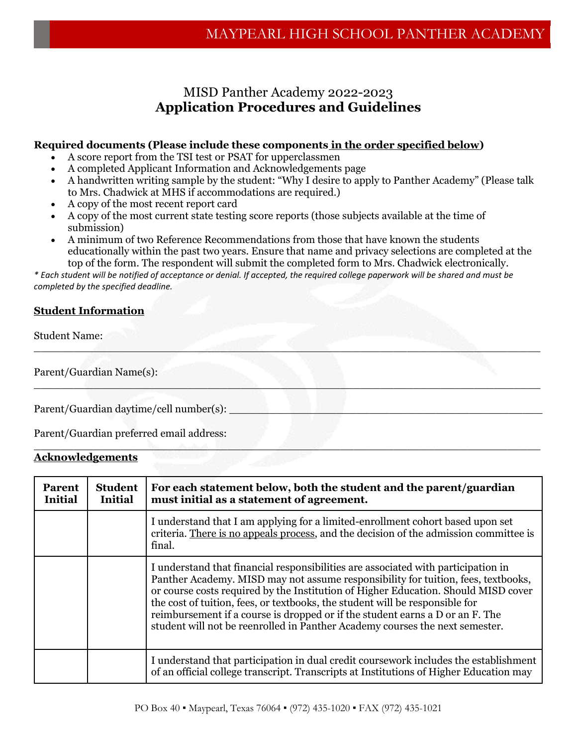# MISD Panther Academy 2022-2023
## Application Procedures and Guidelines

**Required documents (Please include these components <u>in the order specified below</u>)**

- A score report from the TSI test or PSAT for upperclassmen
- A completed Applicant Information and Acknowledgements page
- A handwritten writing sample by the student: "Why I desire to apply to Panther Academy" (Please talk to Mrs. Chadwick at MHS if accommodations are required.)
- A copy of the most recent report card
- A copy of the most current state testing score reports (those subjects available at the time of submission)
- A minimum of two Reference Recommendations from those that have known the students educationally within the past two years. Ensure that name and privacy selections are completed at the top of the form. The respondent will submit the completed form to Mrs. Chadwick electronically.

*\* Each student will be notified of acceptance or denial. If accepted, the required college paperwork will be shared and must be completed by the specified deadline.*

**<u>Student Information</u>**

Student Name: ___________________________________________________________________________

Parent/Guardian Name(s): ___________________________________________________________________________

Parent/Guardian daytime/cell number(s): ___________________________________________________

Parent/Guardian preferred email address: ___________________________________________________________________________

**<u>Acknowledgements</u>**

| Parent Initial | Student Initial | For each statement below, both the student and the parent/guardian must initial as a statement of agreement. |
|---|---|---|
| | | I understand that I am applying for a limited-enrollment cohort based upon set criteria. <u>There is no appeals process</u>, and the decision of the admission committee is final. |
| | | I understand that financial responsibilities are associated with participation in Panther Academy. MISD may not assume responsibility for tuition, fees, textbooks, or course costs required by the Institution of Higher Education. Should MISD cover the cost of tuition, fees, or textbooks, the student will be responsible for reimbursement if a course is dropped or if the student earns a D or an F. The student will not be reenrolled in Panther Academy courses the next semester. |
| | | I understand that participation in dual credit coursework includes the establishment of an official college transcript. Transcripts at Institutions of Higher Education may |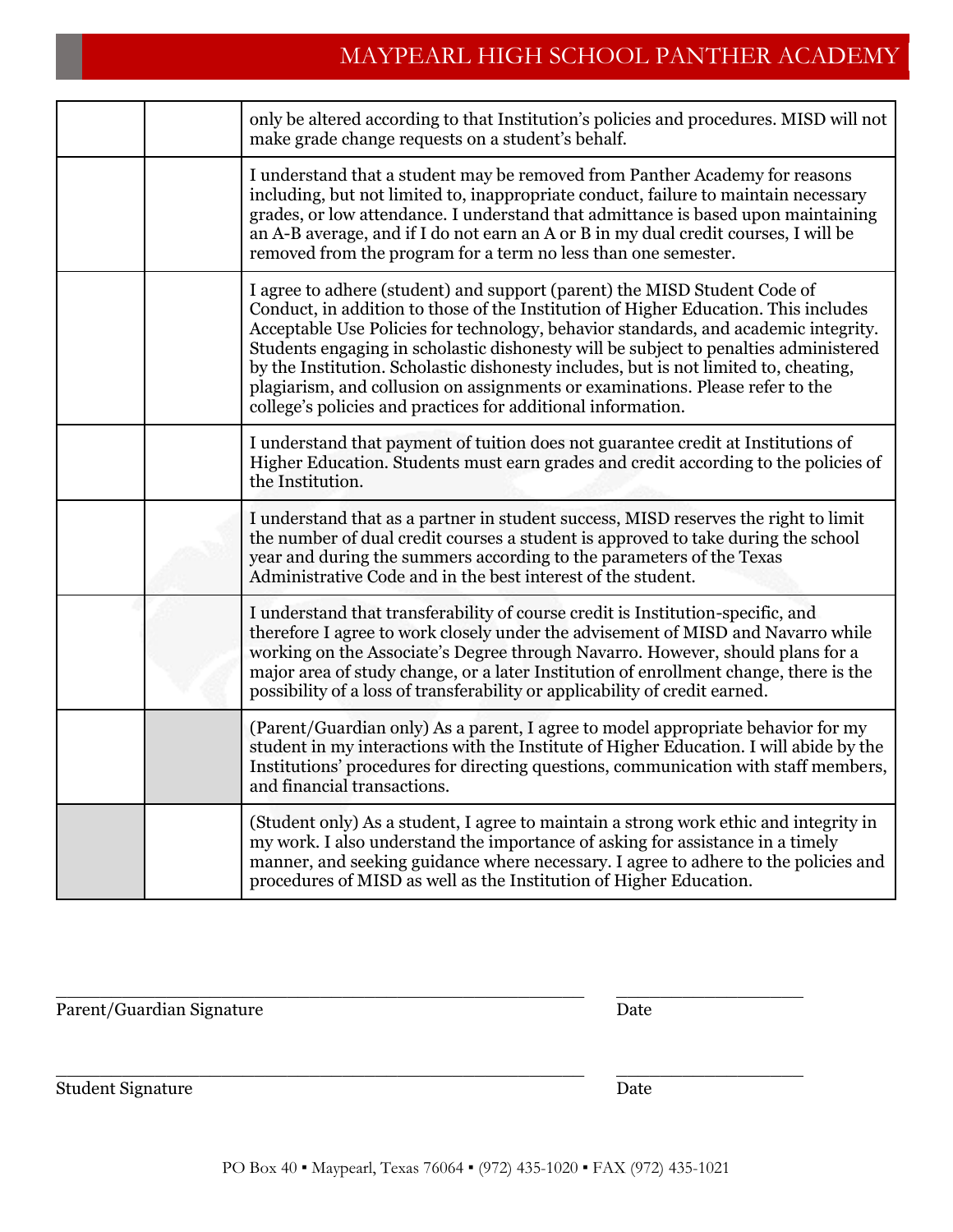| | | |
|---|---|---|
| | | only be altered according to that Institution's policies and procedures. MISD will not make grade change requests on a student's behalf. |
| | | I understand that a student may be removed from Panther Academy for reasons including, but not limited to, inappropriate conduct, failure to maintain necessary grades, or low attendance. I understand that admittance is based upon maintaining an A-B average, and if I do not earn an A or B in my dual credit courses, I will be removed from the program for a term no less than one semester. |
| | | I agree to adhere (student) and support (parent) the MISD Student Code of Conduct, in addition to those of the Institution of Higher Education. This includes Acceptable Use Policies for technology, behavior standards, and academic integrity. Students engaging in scholastic dishonesty will be subject to penalties administered by the Institution. Scholastic dishonesty includes, but is not limited to, cheating, plagiarism, and collusion on assignments or examinations. Please refer to the college's policies and practices for additional information. |
| | | I understand that payment of tuition does not guarantee credit at Institutions of Higher Education. Students must earn grades and credit according to the policies of the Institution. |
| | | I understand that as a partner in student success, MISD reserves the right to limit the number of dual credit courses a student is approved to take during the school year and during the summers according to the parameters of the Texas Administrative Code and in the best interest of the student. |
| | | I understand that transferability of course credit is Institution-specific, and therefore I agree to work closely under the advisement of MISD and Navarro while working on the Associate's Degree through Navarro. However, should plans for a major area of study change, or a later Institution of enrollment change, there is the possibility of a loss of transferability or applicability of credit earned. |
| | | (Parent/Guardian only) As a parent, I agree to model appropriate behavior for my student in my interactions with the Institute of Higher Education. I will abide by the Institutions' procedures for directing questions, communication with staff members, and financial transactions. |
| | | (Student only) As a student, I agree to maintain a strong work ethic and integrity in my work. I also understand the importance of asking for assistance in a timely manner, and seeking guidance where necessary. I agree to adhere to the policies and procedures of MISD as well as the Institution of Higher Education. |

\_\_\_\_\_\_\_\_\_\_\_\_\_\_\_\_\_\_\_\_\_\_\_\_\_\_\_\_\_\_\_\_\_\_\_\_\_\_\_\_ \_\_\_\_\_\_\_\_\_\_\_\_\_\_\_\_

Parent/Guardian Signature Date

\_\_\_\_\_\_\_\_\_\_\_\_\_\_\_\_\_\_\_\_\_\_\_\_\_\_\_\_\_\_\_\_\_\_\_\_\_\_\_\_ \_\_\_\_\_\_\_\_\_\_\_\_\_\_\_\_

Student Signature Date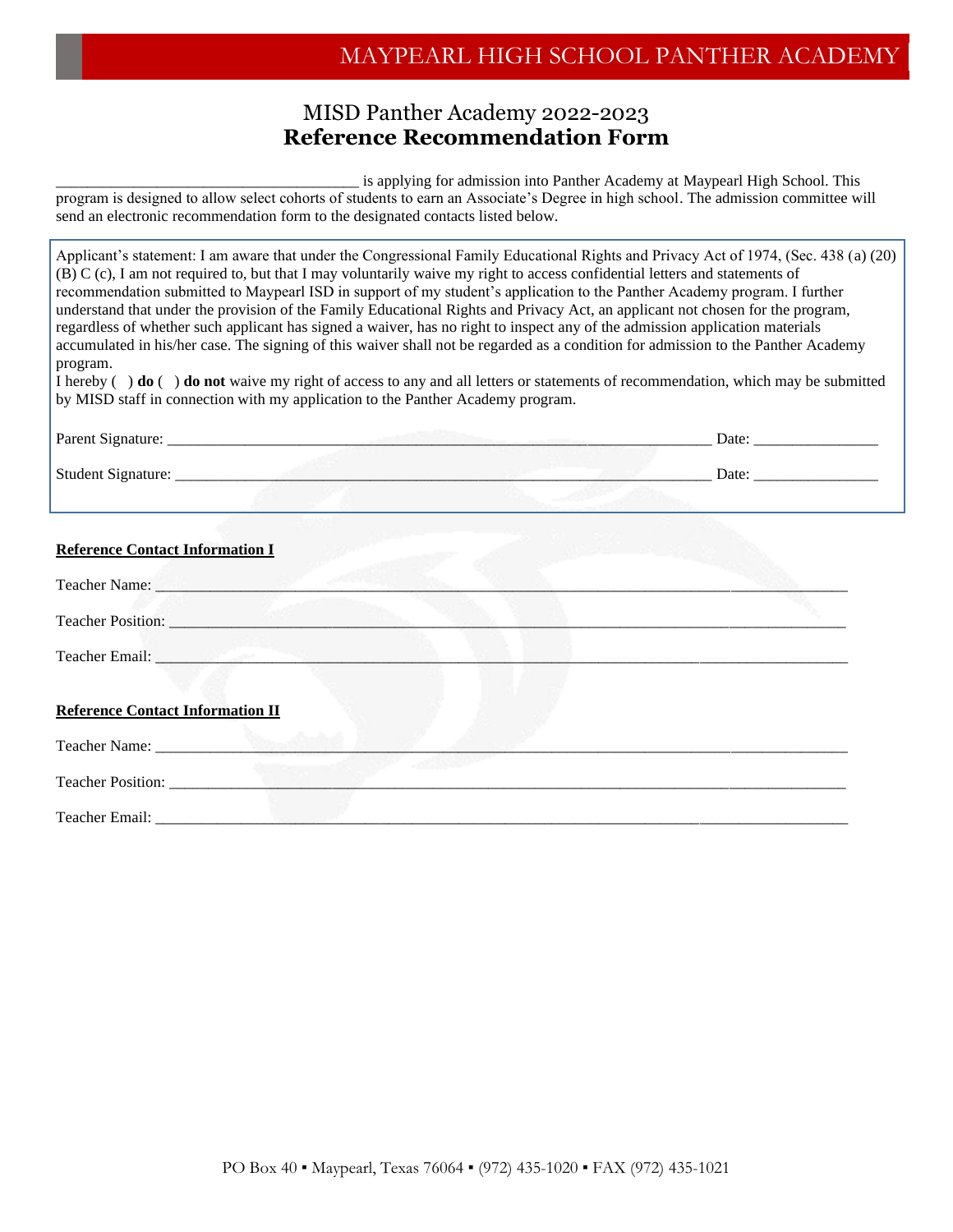MAYPEARL HIGH SCHOOL PANTHER ACADEMY

# MISD Panther Academy 2022-2023
# **Reference Recommendation Form**

_____________________________________ is applying for admission into Panther Academy at Maypearl High School. This program is designed to allow select cohorts of students to earn an Associate's Degree in high school. The admission committee will send an electronic recommendation form to the designated contacts listed below.

Applicant's statement: I am aware that under the Congressional Family Educational Rights and Privacy Act of 1974, (Sec. 438 (a) (20) (B) C (c), I am not required to, but that I may voluntarily waive my right to access confidential letters and statements of recommendation submitted to Maypearl ISD in support of my student's application to the Panther Academy program. I further understand that under the provision of the Family Educational Rights and Privacy Act, an applicant not chosen for the program, regardless of whether such applicant has signed a waiver, has no right to inspect any of the admission application materials accumulated in his/her case. The signing of this waiver shall not be regarded as a condition for admission to the Panther Academy program.
I hereby ( ) **do** ( ) **do not** waive my right of access to any and all letters or statements of recommendation, which may be submitted by MISD staff in connection with my application to the Panther Academy program.

Parent Signature: ______________________________________________________________ Date: _______________

Student Signature: _____________________________________________________________ Date: _______________

**Reference Contact Information I**

Teacher Name: ________________________________________________________________________________

Teacher Position: ______________________________________________________________________________

Teacher Email: ________________________________________________________________________________

**Reference Contact Information II**

Teacher Name: ________________________________________________________________________________

Teacher Position: ______________________________________________________________________________

Teacher Email: ________________________________________________________________________________

PO Box 40 ▪ Maypearl, Texas 76064 ▪ (972) 435-1020 ▪ FAX (972) 435-1021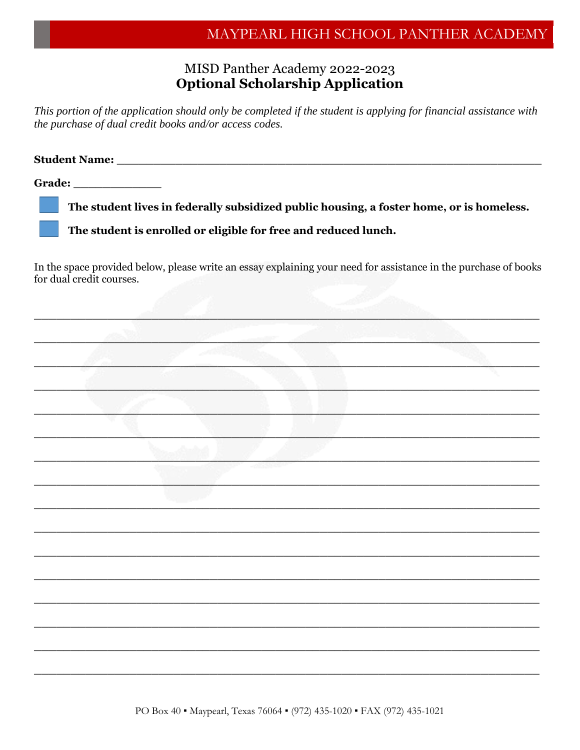MAYPEARL HIGH SCHOOL PANTHER ACADEMY

# MISD Panther Academy 2022-2023
# Optional Scholarship Application

*This portion of the application should only be completed if the student is applying for financial assistance with the purchase of dual credit books and/or access codes.*

**Student Name:** ____________________________________________________________

**Grade:** _____________

- [ ] **The student lives in federally subsidized public housing, a foster home, or is homeless.**
- [ ] **The student is enrolled or eligible for free and reduced lunch.**

In the space provided below, please write an essay explaining your need for assistance in the purchase of books for dual credit courses.

______________________________________________________________________________

______________________________________________________________________________

______________________________________________________________________________

______________________________________________________________________________

______________________________________________________________________________

______________________________________________________________________________

______________________________________________________________________________

______________________________________________________________________________

______________________________________________________________________________

______________________________________________________________________________

______________________________________________________________________________

______________________________________________________________________________

______________________________________________________________________________

______________________________________________________________________________

______________________________________________________________________________

______________________________________________________________________________

PO Box 40 ▪ Maypearl, Texas 76064 ▪ (972) 435-1020 ▪ FAX (972) 435-1021